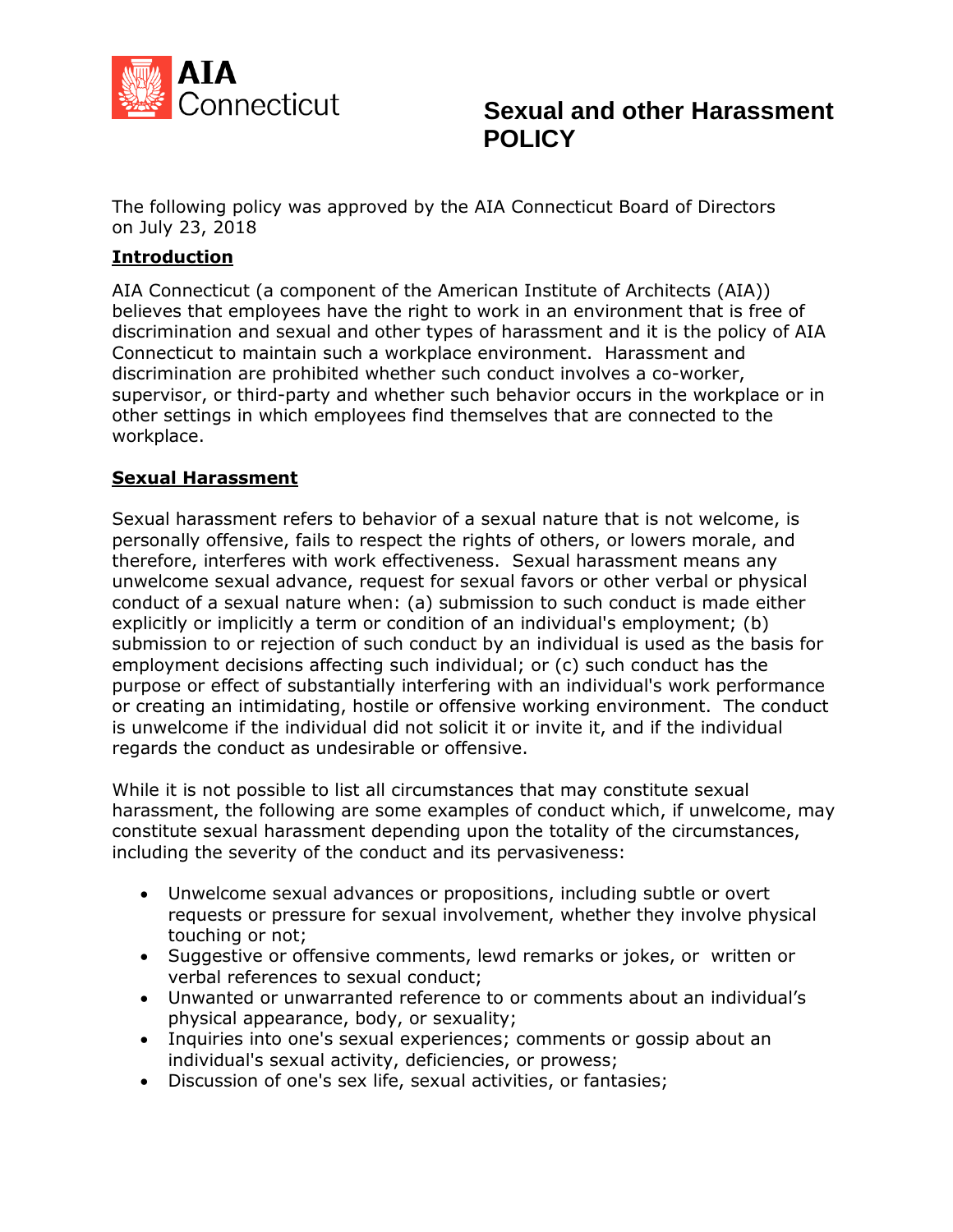AIA Connecticut

# Sexual and other Harassment POLICY

The following policy was approved by the AIA Connecticut Board of Directors on July 23, 2018

## Introduction

AIA Connecticut (a component of the American Institute of Architects (AIA)) believes that employees have the right to work in an environment that is free of discrimination and sexual and other types of harassment and it is the policy of AIA Connecticut to maintain such a workplace environment. Harassment and discrimination are prohibited whether such conduct involves a co-worker, supervisor, or third-party and whether such behavior occurs in the workplace or in other settings in which employees find themselves that are connected to the workplace.

## Sexual Harassment

Sexual harassment refers to behavior of a sexual nature that is not welcome, is personally offensive, fails to respect the rights of others, or lowers morale, and therefore, interferes with work effectiveness. Sexual harassment means any unwelcome sexual advance, request for sexual favors or other verbal or physical conduct of a sexual nature when: (a) submission to such conduct is made either explicitly or implicitly a term or condition of an individual's employment; (b) submission to or rejection of such conduct by an individual is used as the basis for employment decisions affecting such individual; or (c) such conduct has the purpose or effect of substantially interfering with an individual's work performance or creating an intimidating, hostile or offensive working environment. The conduct is unwelcome if the individual did not solicit it or invite it, and if the individual regards the conduct as undesirable or offensive.

While it is not possible to list all circumstances that may constitute sexual harassment, the following are some examples of conduct which, if unwelcome, may constitute sexual harassment depending upon the totality of the circumstances, including the severity of the conduct and its pervasiveness:

- Unwelcome sexual advances or propositions, including subtle or overt requests or pressure for sexual involvement, whether they involve physical touching or not;
- Suggestive or offensive comments, lewd remarks or jokes, or written or verbal references to sexual conduct;
- Unwanted or unwarranted reference to or comments about an individual's physical appearance, body, or sexuality;
- Inquiries into one's sexual experiences; comments or gossip about an individual's sexual activity, deficiencies, or prowess;
- Discussion of one's sex life, sexual activities, or fantasies;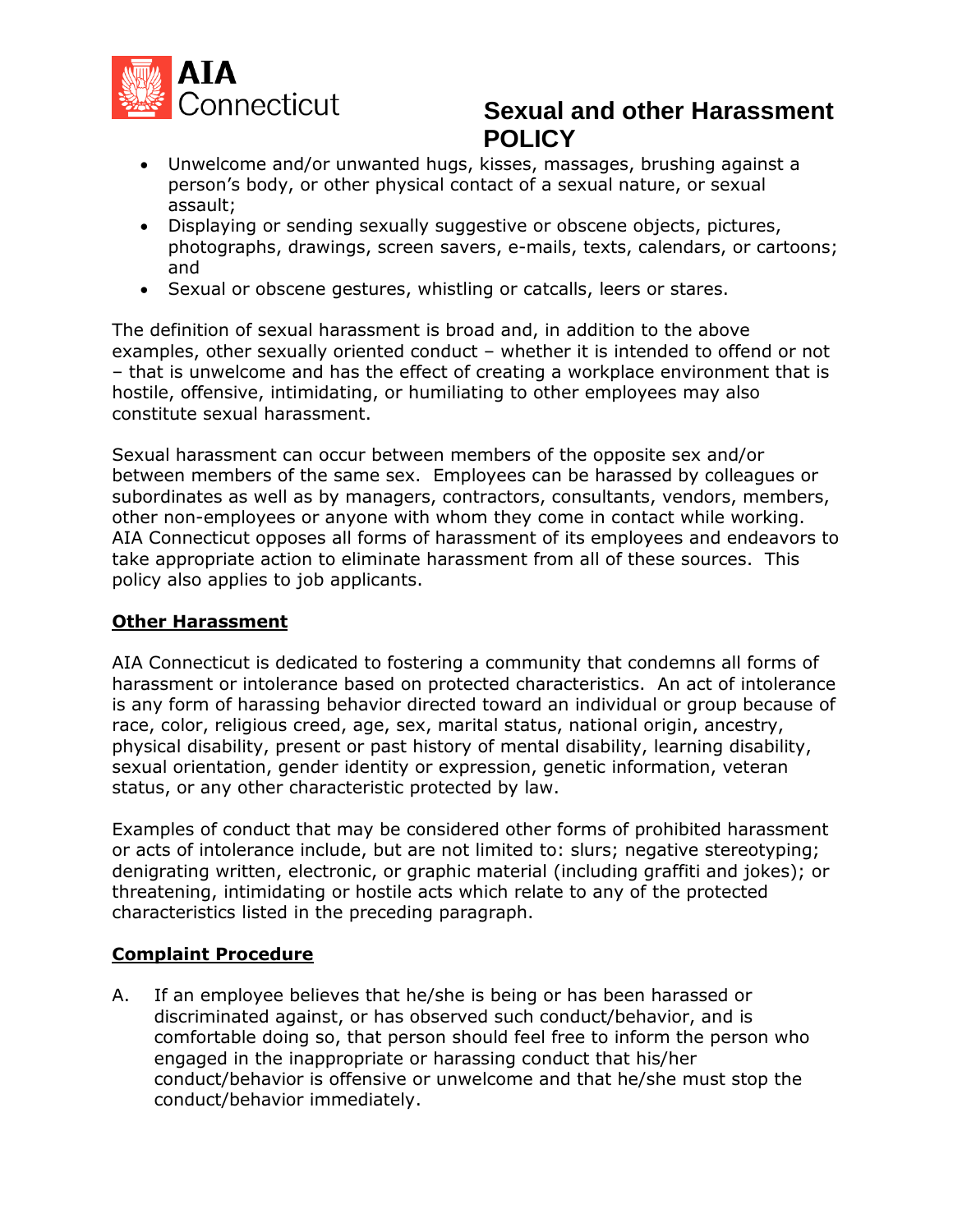- Unwelcome and/or unwanted hugs, kisses, massages, brushing against a person's body, or other physical contact of a sexual nature, or sexual assault;
- Displaying or sending sexually suggestive or obscene objects, pictures, photographs, drawings, screen savers, e-mails, texts, calendars, or cartoons; and
- Sexual or obscene gestures, whistling or catcalls, leers or stares.

The definition of sexual harassment is broad and, in addition to the above examples, other sexually oriented conduct – whether it is intended to offend or not – that is unwelcome and has the effect of creating a workplace environment that is hostile, offensive, intimidating, or humiliating to other employees may also constitute sexual harassment.

Sexual harassment can occur between members of the opposite sex and/or between members of the same sex. Employees can be harassed by colleagues or subordinates as well as by managers, contractors, consultants, vendors, members, other non-employees or anyone with whom they come in contact while working. AIA Connecticut opposes all forms of harassment of its employees and endeavors to take appropriate action to eliminate harassment from all of these sources. This policy also applies to job applicants.

**Other Harassment**

AIA Connecticut is dedicated to fostering a community that condemns all forms of harassment or intolerance based on protected characteristics. An act of intolerance is any form of harassing behavior directed toward an individual or group because of race, color, religious creed, age, sex, marital status, national origin, ancestry, physical disability, present or past history of mental disability, learning disability, sexual orientation, gender identity or expression, genetic information, veteran status, or any other characteristic protected by law.

Examples of conduct that may be considered other forms of prohibited harassment or acts of intolerance include, but are not limited to: slurs; negative stereotyping; denigrating written, electronic, or graphic material (including graffiti and jokes); or threatening, intimidating or hostile acts which relate to any of the protected characteristics listed in the preceding paragraph.

**Complaint Procedure**

A. If an employee believes that he/she is being or has been harassed or discriminated against, or has observed such conduct/behavior, and is comfortable doing so, that person should feel free to inform the person who engaged in the inappropriate or harassing conduct that his/her conduct/behavior is offensive or unwelcome and that he/she must stop the conduct/behavior immediately.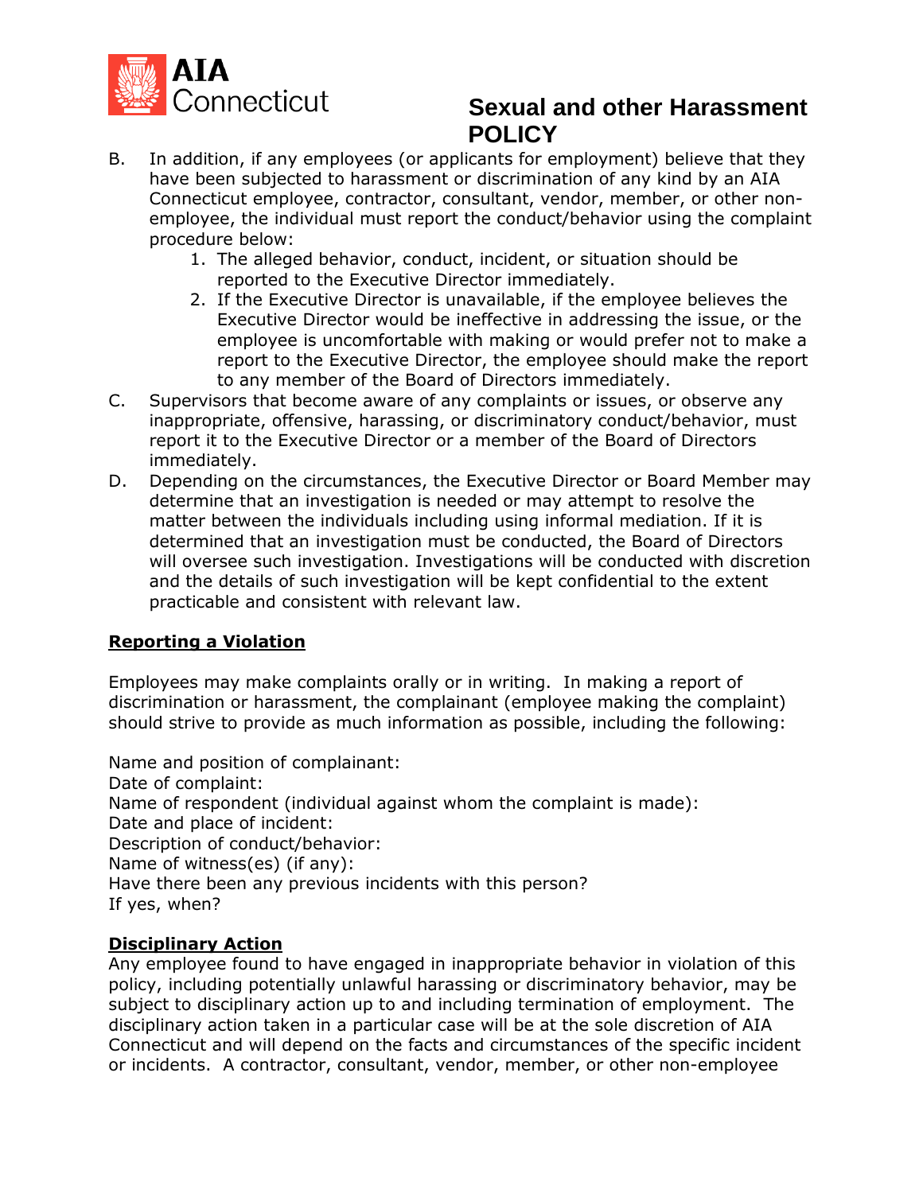B. In addition, if any employees (or applicants for employment) believe that they have been subjected to harassment or discrimination of any kind by an AIA Connecticut employee, contractor, consultant, vendor, member, or other non-employee, the individual must report the conduct/behavior using the complaint procedure below:
   1. The alleged behavior, conduct, incident, or situation should be reported to the Executive Director immediately.
   2. If the Executive Director is unavailable, if the employee believes the Executive Director would be ineffective in addressing the issue, or the employee is uncomfortable with making or would prefer not to make a report to the Executive Director, the employee should make the report to any member of the Board of Directors immediately.

C. Supervisors that become aware of any complaints or issues, or observe any inappropriate, offensive, harassing, or discriminatory conduct/behavior, must report it to the Executive Director or a member of the Board of Directors immediately.

D. Depending on the circumstances, the Executive Director or Board Member may determine that an investigation is needed or may attempt to resolve the matter between the individuals including using informal mediation. If it is determined that an investigation must be conducted, the Board of Directors will oversee such investigation. Investigations will be conducted with discretion and the details of such investigation will be kept confidential to the extent practicable and consistent with relevant law.

**Reporting a Violation**

Employees may make complaints orally or in writing. In making a report of discrimination or harassment, the complainant (employee making the complaint) should strive to provide as much information as possible, including the following:

Name and position of complainant:
Date of complaint:
Name of respondent (individual against whom the complaint is made):
Date and place of incident:
Description of conduct/behavior:
Name of witness(es) (if any):
Have there been any previous incidents with this person?
If yes, when?

**Disciplinary Action**

Any employee found to have engaged in inappropriate behavior in violation of this policy, including potentially unlawful harassing or discriminatory behavior, may be subject to disciplinary action up to and including termination of employment. The disciplinary action taken in a particular case will be at the sole discretion of AIA Connecticut and will depend on the facts and circumstances of the specific incident or incidents. A contractor, consultant, vendor, member, or other non-employee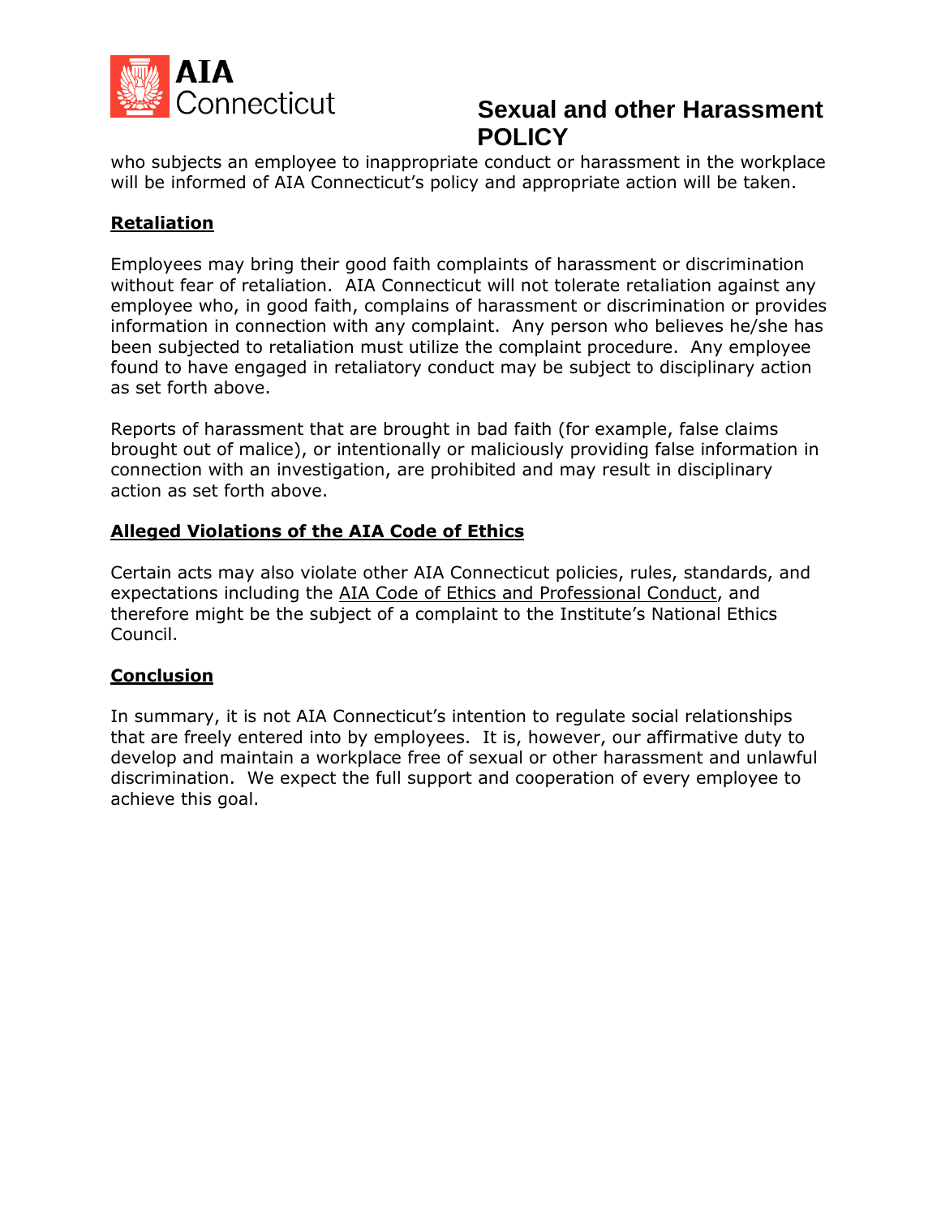who subjects an employee to inappropriate conduct or harassment in the workplace will be informed of AIA Connecticut's policy and appropriate action will be taken.

## Retaliation

Employees may bring their good faith complaints of harassment or discrimination without fear of retaliation. AIA Connecticut will not tolerate retaliation against any employee who, in good faith, complains of harassment or discrimination or provides information in connection with any complaint. Any person who believes he/she has been subjected to retaliation must utilize the complaint procedure. Any employee found to have engaged in retaliatory conduct may be subject to disciplinary action as set forth above.

Reports of harassment that are brought in bad faith (for example, false claims brought out of malice), or intentionally or maliciously providing false information in connection with an investigation, are prohibited and may result in disciplinary action as set forth above.

## Alleged Violations of the AIA Code of Ethics

Certain acts may also violate other AIA Connecticut policies, rules, standards, and expectations including the AIA Code of Ethics and Professional Conduct, and therefore might be the subject of a complaint to the Institute's National Ethics Council.

## Conclusion

In summary, it is not AIA Connecticut's intention to regulate social relationships that are freely entered into by employees. It is, however, our affirmative duty to develop and maintain a workplace free of sexual or other harassment and unlawful discrimination. We expect the full support and cooperation of every employee to achieve this goal.